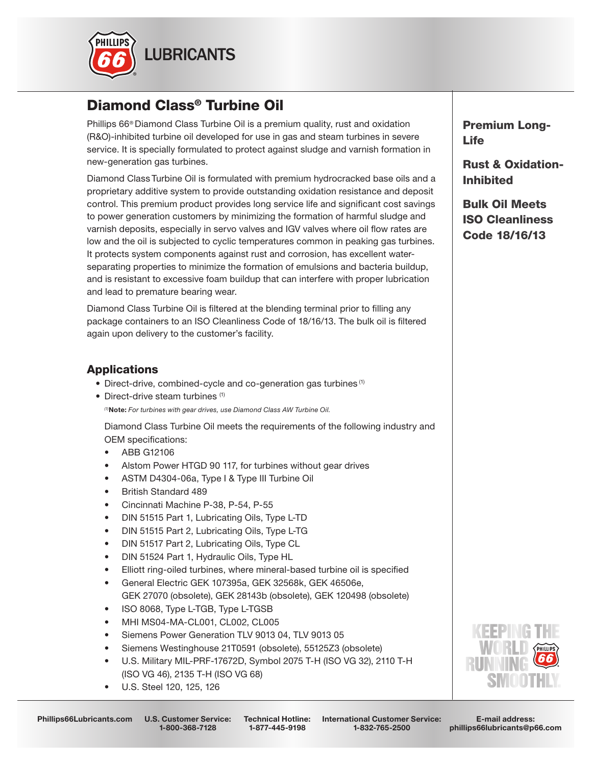# Diamond Class® Turbine Oil

Phillips 66® Diamond Class Turbine Oil is a premium quality, rust and oxidation (R&O)-inhibited turbine oil developed for use in gas and steam turbines in severe service. It is specially formulated to protect against sludge and varnish formation in new-generation gas turbines.

Diamond Class Turbine Oil is formulated with premium hydrocracked base oils and a proprietary additive system to provide outstanding oxidation resistance and deposit control. This premium product provides long service life and significant cost savings to power generation customers by minimizing the formation of harmful sludge and varnish deposits, especially in servo valves and IGV valves where oil flow rates are low and the oil is subjected to cyclic temperatures common in peaking gas turbines. It protects system components against rust and corrosion, has excellent water-separating properties to minimize the formation of emulsions and bacteria buildup, and is resistant to excessive foam buildup that can interfere with proper lubrication and lead to premature bearing wear.

Diamond Class Turbine Oil is filtered at the blending terminal prior to filling any package containers to an ISO Cleanliness Code of 18/16/13. The bulk oil is filtered again upon delivery to the customer's facility.

**Premium Long-Life**

**Rust & Oxidation-Inhibited**

**Bulk Oil Meets ISO Cleanliness Code 18/16/13**

## Applications

- Direct-drive, combined-cycle and co-generation gas turbines [1]
- Direct-drive steam turbines [1]

[1] **Note:** *For turbines with gear drives, use Diamond Class AW Turbine Oil.*

Diamond Class Turbine Oil meets the requirements of the following industry and OEM specifications:

- ABB G12106
- Alstom Power HTGD 90 117, for turbines without gear drives
- ASTM D4304-06a, Type I & Type III Turbine Oil
- British Standard 489
- Cincinnati Machine P-38, P-54, P-55
- DIN 51515 Part 1, Lubricating Oils, Type L-TD
- DIN 51515 Part 2, Lubricating Oils, Type L-TG
- DIN 51517 Part 2, Lubricating Oils, Type CL
- DIN 51524 Part 1, Hydraulic Oils, Type HL
- Elliott ring-oiled turbines, where mineral-based turbine oil is specified
- General Electric GEK 107395a, GEK 32568k, GEK 46506e, GEK 27070 (obsolete), GEK 28143b (obsolete), GEK 120498 (obsolete)
- ISO 8068, Type L-TGB, Type L-TGSB
- MHI MS04-MA-CL001, CL002, CL005
- Siemens Power Generation TLV 9013 04, TLV 9013 05
- Siemens Westinghouse 21T0591 (obsolete), 55125Z3 (obsolete)
- U.S. Military MIL-PRF-17672D, Symbol 2075 T-H (ISO VG 32), 2110 T-H (ISO VG 46), 2135 T-H (ISO VG 68)
- U.S. Steel 120, 125, 126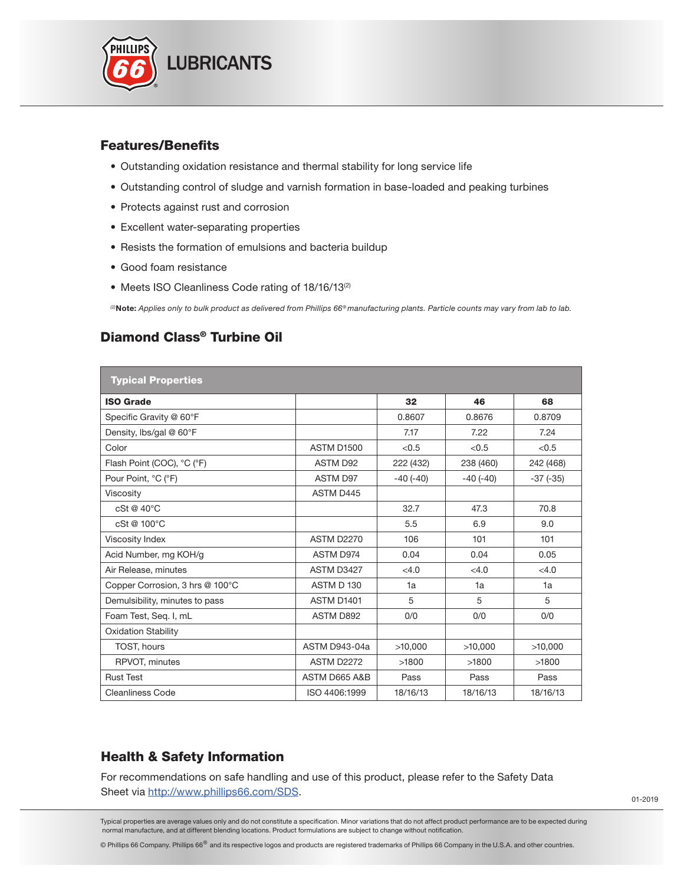PHILLIPS 66 LUBRICANTS

## Features/Benefits

- Outstanding oxidation resistance and thermal stability for long service life
- Outstanding control of sludge and varnish formation in base-loaded and peaking turbines
- Protects against rust and corrosion
- Excellent water-separating properties
- Resists the formation of emulsions and bacteria buildup
- Good foam resistance
- Meets ISO Cleanliness Code rating of 18/16/13[2]

[2]**Note:** *Applies only to bulk product as delivered from Phillips 66® manufacturing plants. Particle counts may vary from lab to lab.*

## Diamond Class® Turbine Oil

| Typical Properties | | | | |
|---|---|---|---|---|
| **ISO Grade** | | **32** | **46** | **68** |
| Specific Gravity @ 60°F | | 0.8607 | 0.8676 | 0.8709 |
| Density, lbs/gal @ 60°F | | 7.17 | 7.22 | 7.24 |
| Color | ASTM D1500 | <0.5 | <0.5 | <0.5 |
| Flash Point (COC), °C (°F) | ASTM D92 | 222 (432) | 238 (460) | 242 (468) |
| Pour Point, °C (°F) | ASTM D97 | -40 (-40) | -40 (-40) | -37 (-35) |
| Viscosity | ASTM D445 | | | |
| cSt @ 40°C | | 32.7 | 47.3 | 70.8 |
| cSt @ 100°C | | 5.5 | 6.9 | 9.0 |
| Viscosity Index | ASTM D2270 | 106 | 101 | 101 |
| Acid Number, mg KOH/g | ASTM D974 | 0.04 | 0.04 | 0.05 |
| Air Release, minutes | ASTM D3427 | <4.0 | <4.0 | <4.0 |
| Copper Corrosion, 3 hrs @ 100°C | ASTM D 130 | 1a | 1a | 1a |
| Demulsibility, minutes to pass | ASTM D1401 | 5 | 5 | 5 |
| Foam Test, Seq. I, mL | ASTM D892 | 0/0 | 0/0 | 0/0 |
| Oxidation Stability | | | | |
| TOST, hours | ASTM D943-04a | >10,000 | >10,000 | >10,000 |
| RPVOT, minutes | ASTM D2272 | >1800 | >1800 | >1800 |
| Rust Test | ASTM D665 A&B | Pass | Pass | Pass |
| Cleanliness Code | ISO 4406:1999 | 18/16/13 | 18/16/13 | 18/16/13 |

## Health & Safety Information

For recommendations on safe handling and use of this product, please refer to the Safety Data Sheet via http://www.phillips66.com/SDS.

01-2019

Typical properties are average values only and do not constitute a specification. Minor variations that do not affect product performance are to be expected during normal manufacture, and at different blending locations. Product formulations are subject to change without notification.

© Phillips 66 Company. Phillips 66® and its respective logos and products are registered trademarks of Phillips 66 Company in the U.S.A. and other countries.